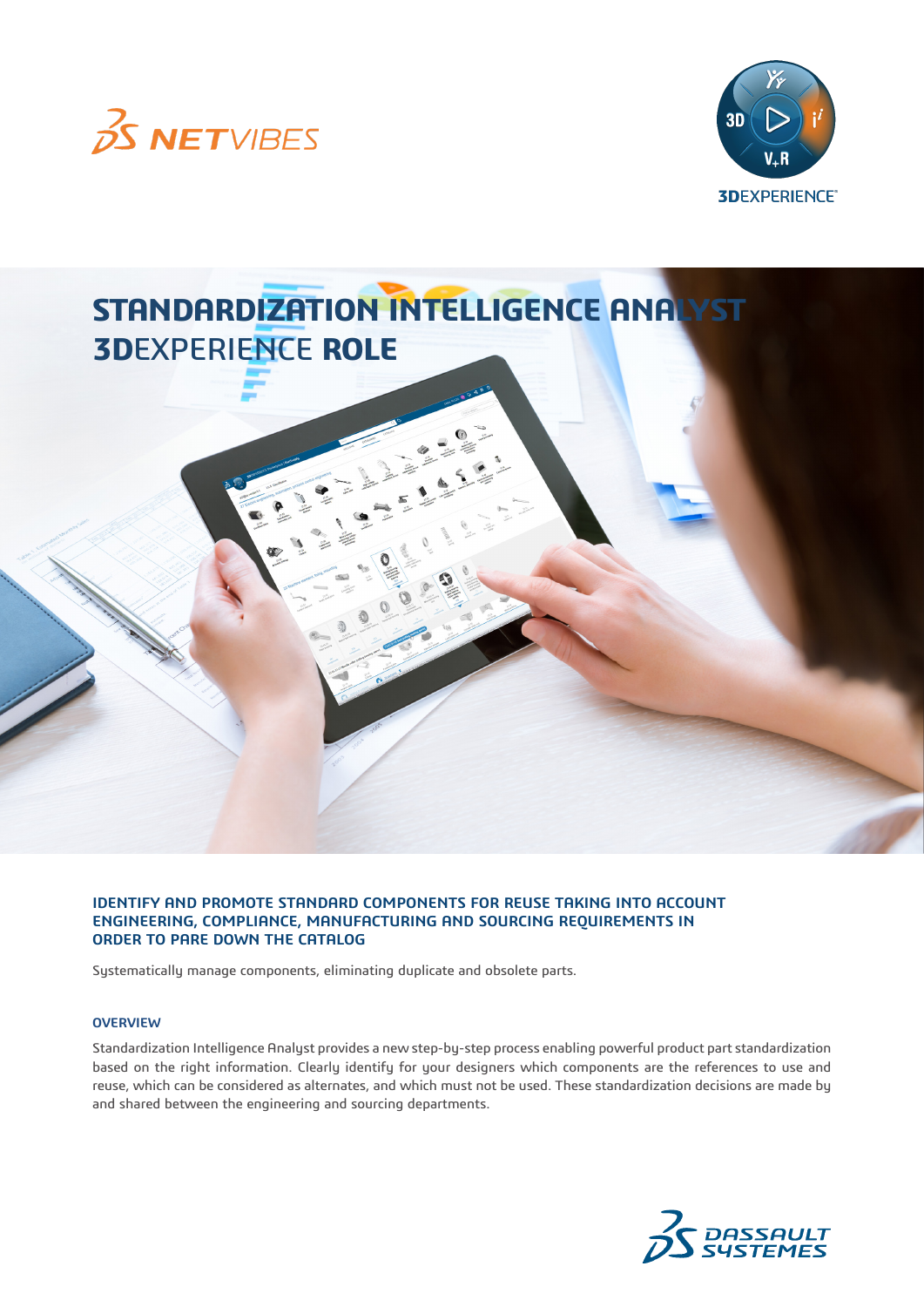# STANDARDIZATION INTELLIGENCE ANALYST
## 3DEXPERIENCE ROLE

### IDENTIFY AND PROMOTE STANDARD COMPONENTS FOR REUSE TAKING INTO ACCOUNT ENGINEERING, COMPLIANCE, MANUFACTURING AND SOURCING REQUIREMENTS IN ORDER TO PARE DOWN THE CATALOG

Systematically manage components, eliminating duplicate and obsolete parts.

### OVERVIEW

Standardization Intelligence Analyst provides a new step-by-step process enabling powerful product part standardization based on the right information. Clearly identify for your designers which components are the references to use and reuse, which can be considered as alternates, and which must not be used. These standardization decisions are made by and shared between the engineering and sourcing departments.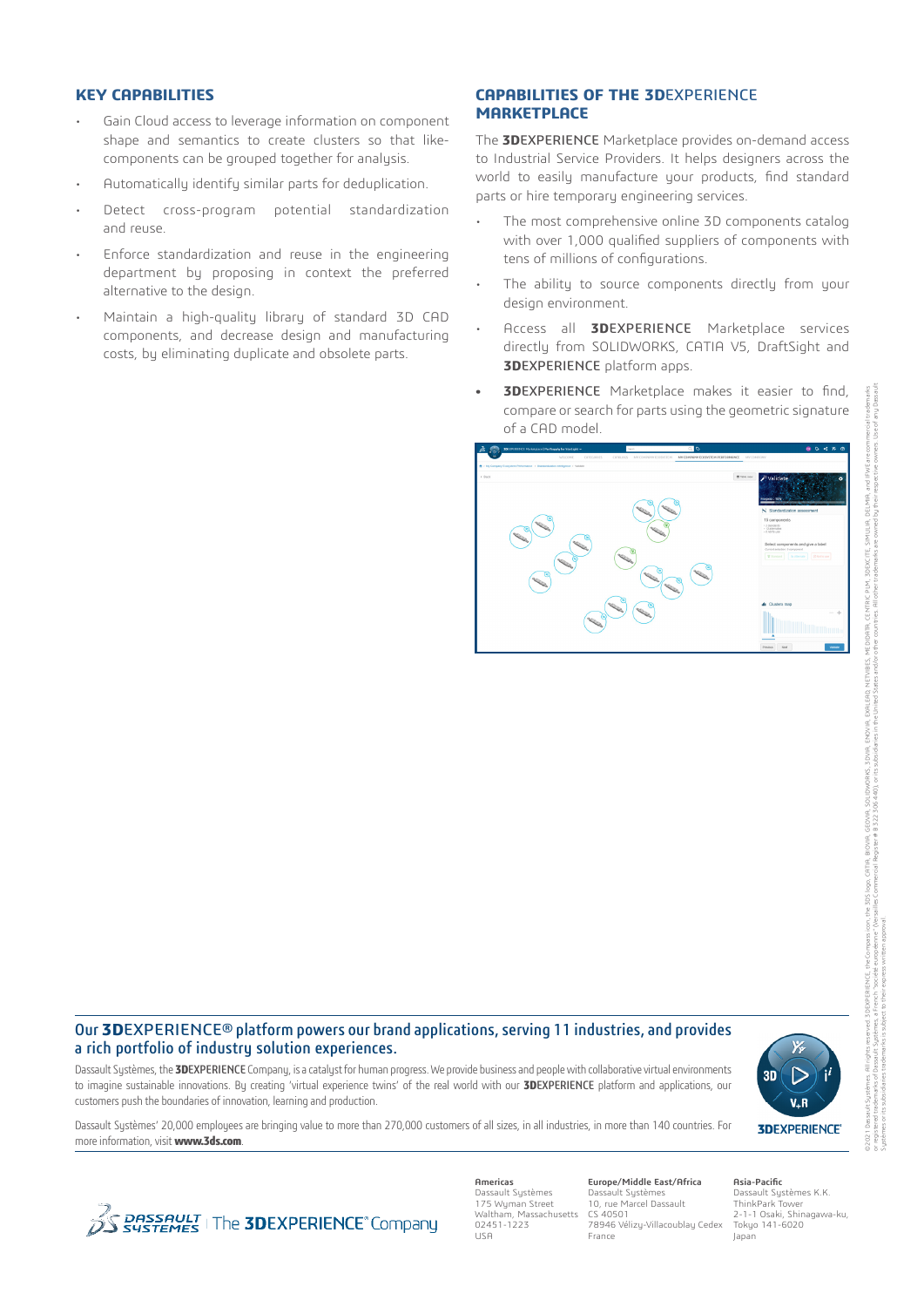## KEY CAPABILITIES

- Gain Cloud access to leverage information on component shape and semantics to create clusters so that like-components can be grouped together for analysis.
- Automatically identify similar parts for deduplication.
- Detect cross-program potential standardization and reuse.
- Enforce standardization and reuse in the engineering department by proposing in context the preferred alternative to the design.
- Maintain a high-quality library of standard 3D CAD components, and decrease design and manufacturing costs, by eliminating duplicate and obsolete parts.

## CAPABILITIES OF THE 3DEXPERIENCE MARKETPLACE

The **3D**EXPERIENCE Marketplace provides on-demand access to Industrial Service Providers. It helps designers across the world to easily manufacture your products, find standard parts or hire temporary engineering services.

- The most comprehensive online 3D components catalog with over 1,000 qualified suppliers of components with tens of millions of configurations.
- The ability to source components directly from your design environment.
- Access all **3D**EXPERIENCE Marketplace services directly from SOLIDWORKS, CATIA V5, DraftSight and **3D**EXPERIENCE platform apps.
- **3D**EXPERIENCE Marketplace makes it easier to find, compare or search for parts using the geometric signature of a CAD model.

## Our 3DEXPERIENCE® platform powers our brand applications, serving 11 industries, and provides a rich portfolio of industry solution experiences.

Dassault Systèmes, the **3D**EXPERIENCE Company, is a catalyst for human progress. We provide business and people with collaborative virtual environments to imagine sustainable innovations. By creating 'virtual experience twins' of the real world with our **3D**EXPERIENCE platform and applications, our customers push the boundaries of innovation, learning and production.

Dassault Systèmes' 20,000 employees are bringing value to more than 270,000 customers of all sizes, in all industries, in more than 140 countries. For more information, visit **www.3ds.com**.

DASSAULT SYSTEMES | The **3D**EXPERIENCE® Company

**Americas**
Dassault Systèmes
175 Wyman Street
Waltham, Massachusetts
02451-1223
USA

**Europe/Middle East/Africa**
Dassault Systèmes
10, rue Marcel Dassault
CS 40501
78946 Vélizy-Villacoublay Cedex
France

**Asia-Pacific**
Dassault Systèmes K.K.
ThinkPark Tower
2-1-1 Osaki, Shinagawa-ku,
Tokyo 141-6020
Japan